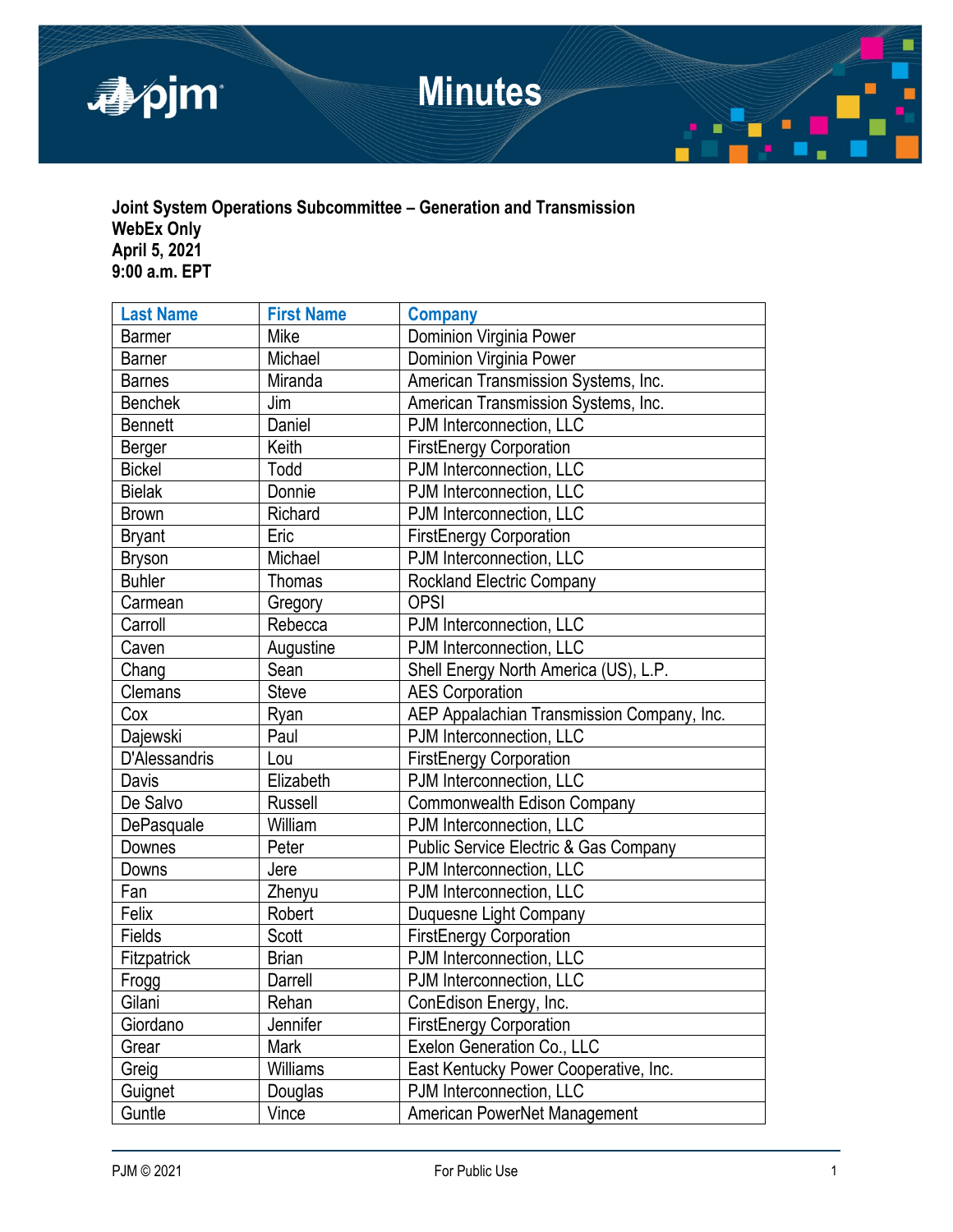# Minutes

**Joint System Operations Subcommittee – Generation and Transmission**
**WebEx Only**
**April 5, 2021**
**9:00 a.m. EPT**

| Last Name | First Name | Company |
|---|---|---|
| Barmer | Mike | Dominion Virginia Power |
| Barner | Michael | Dominion Virginia Power |
| Barnes | Miranda | American Transmission Systems, Inc. |
| Benchek | Jim | American Transmission Systems, Inc. |
| Bennett | Daniel | PJM Interconnection, LLC |
| Berger | Keith | FirstEnergy Corporation |
| Bickel | Todd | PJM Interconnection, LLC |
| Bielak | Donnie | PJM Interconnection, LLC |
| Brown | Richard | PJM Interconnection, LLC |
| Bryant | Eric | FirstEnergy Corporation |
| Bryson | Michael | PJM Interconnection, LLC |
| Buhler | Thomas | Rockland Electric Company |
| Carmean | Gregory | OPSI |
| Carroll | Rebecca | PJM Interconnection, LLC |
| Caven | Augustine | PJM Interconnection, LLC |
| Chang | Sean | Shell Energy North America (US), L.P. |
| Clemans | Steve | AES Corporation |
| Cox | Ryan | AEP Appalachian Transmission Company, Inc. |
| Dajewski | Paul | PJM Interconnection, LLC |
| D'Alessandris | Lou | FirstEnergy Corporation |
| Davis | Elizabeth | PJM Interconnection, LLC |
| De Salvo | Russell | Commonwealth Edison Company |
| DePasquale | William | PJM Interconnection, LLC |
| Downes | Peter | Public Service Electric & Gas Company |
| Downs | Jere | PJM Interconnection, LLC |
| Fan | Zhenyu | PJM Interconnection, LLC |
| Felix | Robert | Duquesne Light Company |
| Fields | Scott | FirstEnergy Corporation |
| Fitzpatrick | Brian | PJM Interconnection, LLC |
| Frogg | Darrell | PJM Interconnection, LLC |
| Gilani | Rehan | ConEdison Energy, Inc. |
| Giordano | Jennifer | FirstEnergy Corporation |
| Grear | Mark | Exelon Generation Co., LLC |
| Greig | Williams | East Kentucky Power Cooperative, Inc. |
| Guignet | Douglas | PJM Interconnection, LLC |
| Guntle | Vince | American PowerNet Management |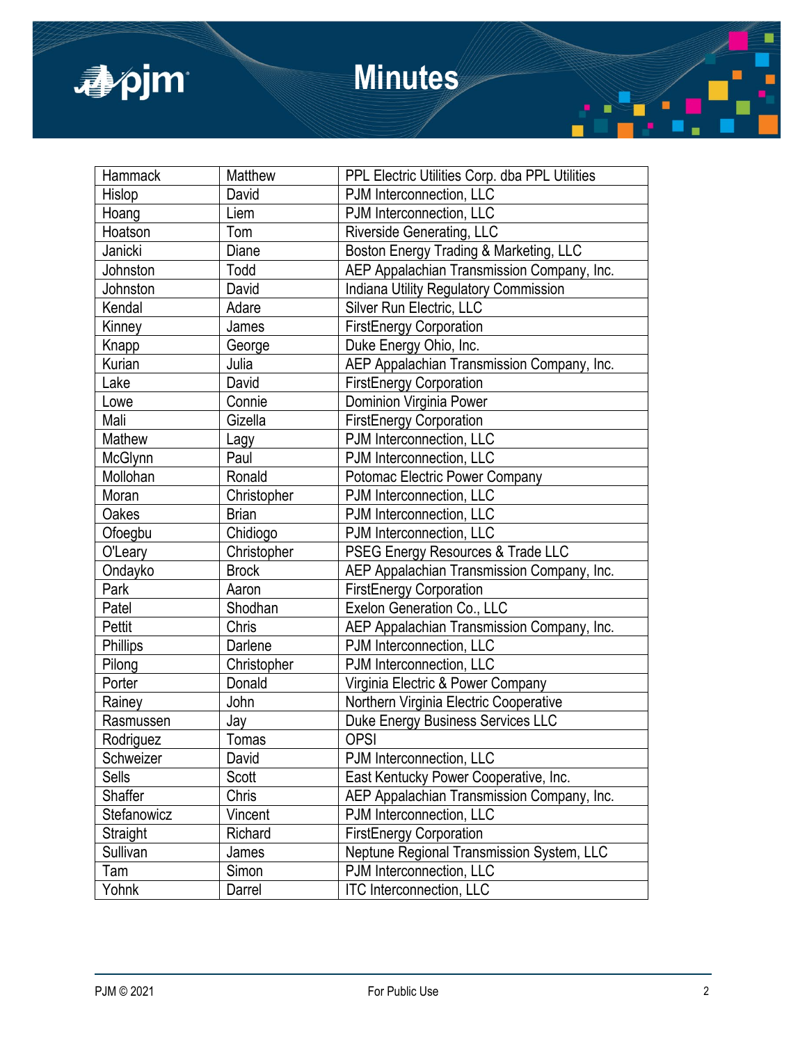| Hammack | Matthew | PPL Electric Utilities Corp. dba PPL Utilities |
|---|---|---|
| Hislop | David | PJM Interconnection, LLC |
| Hoang | Liem | PJM Interconnection, LLC |
| Hoatson | Tom | Riverside Generating, LLC |
| Janicki | Diane | Boston Energy Trading & Marketing, LLC |
| Johnston | Todd | AEP Appalachian Transmission Company, Inc. |
| Johnston | David | Indiana Utility Regulatory Commission |
| Kendal | Adare | Silver Run Electric, LLC |
| Kinney | James | FirstEnergy Corporation |
| Knapp | George | Duke Energy Ohio, Inc. |
| Kurian | Julia | AEP Appalachian Transmission Company, Inc. |
| Lake | David | FirstEnergy Corporation |
| Lowe | Connie | Dominion Virginia Power |
| Mali | Gizella | FirstEnergy Corporation |
| Mathew | Lagy | PJM Interconnection, LLC |
| McGlynn | Paul | PJM Interconnection, LLC |
| Mollohan | Ronald | Potomac Electric Power Company |
| Moran | Christopher | PJM Interconnection, LLC |
| Oakes | Brian | PJM Interconnection, LLC |
| Ofoegbu | Chidiogo | PJM Interconnection, LLC |
| O'Leary | Christopher | PSEG Energy Resources & Trade LLC |
| Ondayko | Brock | AEP Appalachian Transmission Company, Inc. |
| Park | Aaron | FirstEnergy Corporation |
| Patel | Shodhan | Exelon Generation Co., LLC |
| Pettit | Chris | AEP Appalachian Transmission Company, Inc. |
| Phillips | Darlene | PJM Interconnection, LLC |
| Pilong | Christopher | PJM Interconnection, LLC |
| Porter | Donald | Virginia Electric & Power Company |
| Rainey | John | Northern Virginia Electric Cooperative |
| Rasmussen | Jay | Duke Energy Business Services LLC |
| Rodriguez | Tomas | OPSI |
| Schweizer | David | PJM Interconnection, LLC |
| Sells | Scott | East Kentucky Power Cooperative, Inc. |
| Shaffer | Chris | AEP Appalachian Transmission Company, Inc. |
| Stefanowicz | Vincent | PJM Interconnection, LLC |
| Straight | Richard | FirstEnergy Corporation |
| Sullivan | James | Neptune Regional Transmission System, LLC |
| Tam | Simon | PJM Interconnection, LLC |
| Yohnk | Darrel | ITC Interconnection, LLC |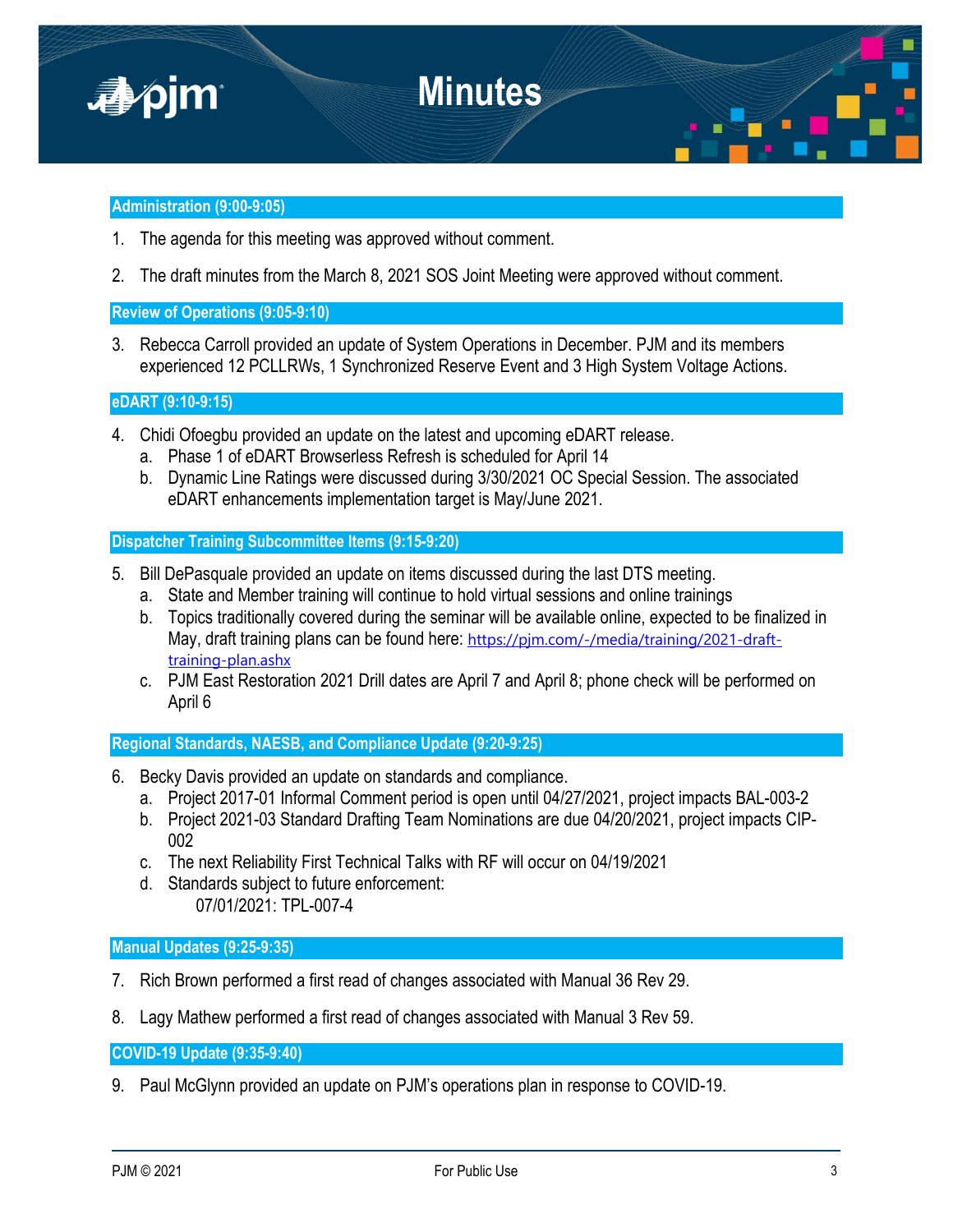### Administration (9:00-9:05)

1. The agenda for this meeting was approved without comment.

2. The draft minutes from the March 8, 2021 SOS Joint Meeting were approved without comment.

### Review of Operations (9:05-9:10)

3. Rebecca Carroll provided an update of System Operations in December. PJM and its members experienced 12 PCLLRWs, 1 Synchronized Reserve Event and 3 High System Voltage Actions.

### eDART (9:10-9:15)

4. Chidi Ofoegbu provided an update on the latest and upcoming eDART release.
   a. Phase 1 of eDART Browserless Refresh is scheduled for April 14
   b. Dynamic Line Ratings were discussed during 3/30/2021 OC Special Session. The associated eDART enhancements implementation target is May/June 2021.

### Dispatcher Training Subcommittee Items (9:15-9:20)

5. Bill DePasquale provided an update on items discussed during the last DTS meeting.
   a. State and Member training will continue to hold virtual sessions and online trainings
   b. Topics traditionally covered during the seminar will be available online, expected to be finalized in May, draft training plans can be found here: https://pjm.com/-/media/training/2021-draft-training-plan.ashx
   c. PJM East Restoration 2021 Drill dates are April 7 and April 8; phone check will be performed on April 6

### Regional Standards, NAESB, and Compliance Update (9:20-9:25)

6. Becky Davis provided an update on standards and compliance.
   a. Project 2017-01 Informal Comment period is open until 04/27/2021, project impacts BAL-003-2
   b. Project 2021-03 Standard Drafting Team Nominations are due 04/20/2021, project impacts CIP-002
   c. The next Reliability First Technical Talks with RF will occur on 04/19/2021
   d. Standards subject to future enforcement:
      07/01/2021: TPL-007-4

### Manual Updates (9:25-9:35)

7. Rich Brown performed a first read of changes associated with Manual 36 Rev 29.

8. Lagy Mathew performed a first read of changes associated with Manual 3 Rev 59.

### COVID-19 Update (9:35-9:40)

9. Paul McGlynn provided an update on PJM's operations plan in response to COVID-19.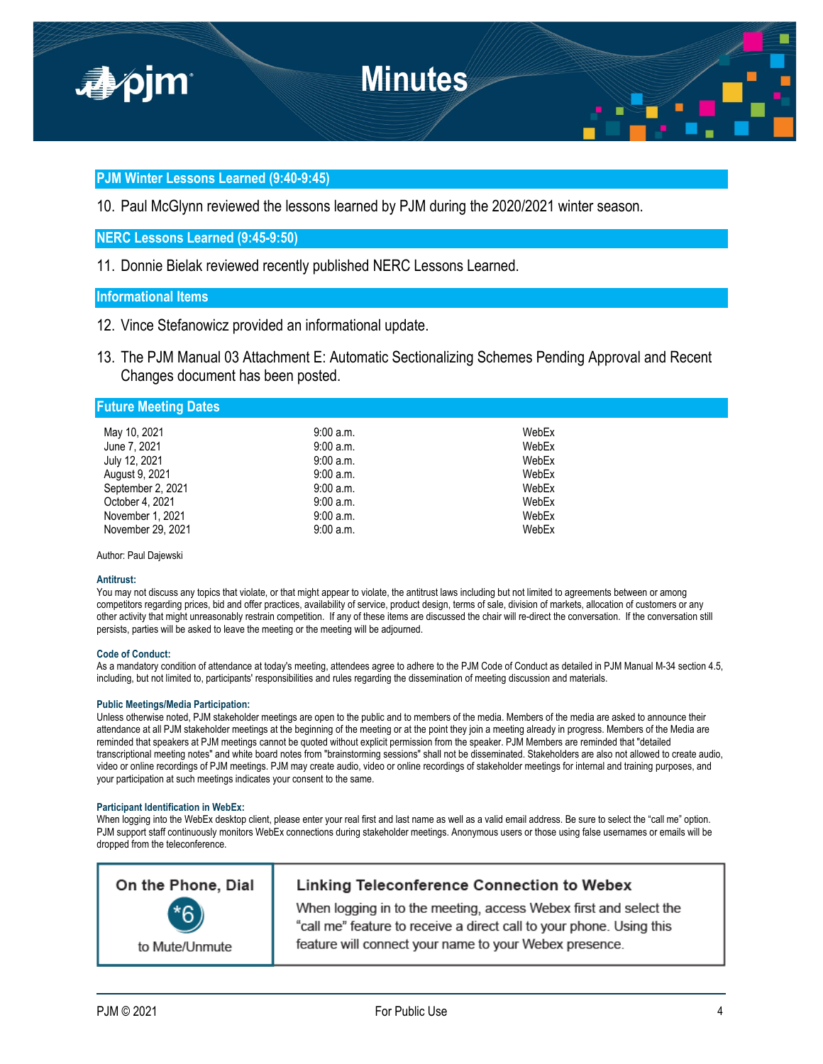## PJM Winter Lessons Learned (9:40-9:45)

10. Paul McGlynn reviewed the lessons learned by PJM during the 2020/2021 winter season.

## NERC Lessons Learned (9:45-9:50)

11. Donnie Bielak reviewed recently published NERC Lessons Learned.

## Informational Items

12. Vince Stefanowicz provided an informational update.

13. The PJM Manual 03 Attachment E: Automatic Sectionalizing Schemes Pending Approval and Recent Changes document has been posted.

## Future Meeting Dates

| | | |
|---|---|---|
| May 10, 2021 | 9:00 a.m. | WebEx |
| June 7, 2021 | 9:00 a.m. | WebEx |
| July 12, 2021 | 9:00 a.m. | WebEx |
| August 9, 2021 | 9:00 a.m. | WebEx |
| September 2, 2021 | 9:00 a.m. | WebEx |
| October 4, 2021 | 9:00 a.m. | WebEx |
| November 1, 2021 | 9:00 a.m. | WebEx |
| November 29, 2021 | 9:00 a.m. | WebEx |

Author: Paul Dajewski

**Antitrust:**
You may not discuss any topics that violate, or that might appear to violate, the antitrust laws including but not limited to agreements between or among competitors regarding prices, bid and offer practices, availability of service, product design, terms of sale, division of markets, allocation of customers or any other activity that might unreasonably restrain competition. If any of these items are discussed the chair will re-direct the conversation. If the conversation still persists, parties will be asked to leave the meeting or the meeting will be adjourned.

**Code of Conduct:**
As a mandatory condition of attendance at today's meeting, attendees agree to adhere to the PJM Code of Conduct as detailed in PJM Manual M-34 section 4.5, including, but not limited to, participants' responsibilities and rules regarding the dissemination of meeting discussion and materials.

**Public Meetings/Media Participation:**
Unless otherwise noted, PJM stakeholder meetings are open to the public and to members of the media. Members of the media are asked to announce their attendance at all PJM stakeholder meetings at the beginning of the meeting or at the point they join a meeting already in progress. Members of the Media are reminded that speakers at PJM meetings cannot be quoted without explicit permission from the speaker. PJM Members are reminded that "detailed transcriptional meeting notes" and white board notes from "brainstorming sessions" shall not be disseminated. Stakeholders are also not allowed to create audio, video or online recordings of PJM meetings. PJM may create audio, video or online recordings of stakeholder meetings for internal and training purposes, and your participation at such meetings indicates your consent to the same.

**Participant Identification in WebEx:**
When logging into the WebEx desktop client, please enter your real first and last name as well as a valid email address. Be sure to select the "call me" option. PJM support staff continuously monitors WebEx connections during stakeholder meetings. Anonymous users or those using false usernames or emails will be dropped from the teleconference.

| On the Phone, Dial *6 to Mute/Unmute | **Linking Teleconference Connection to Webex** When logging in to the meeting, access Webex first and select the "call me" feature to receive a direct call to your phone. Using this feature will connect your name to your Webex presence. |
|---|---|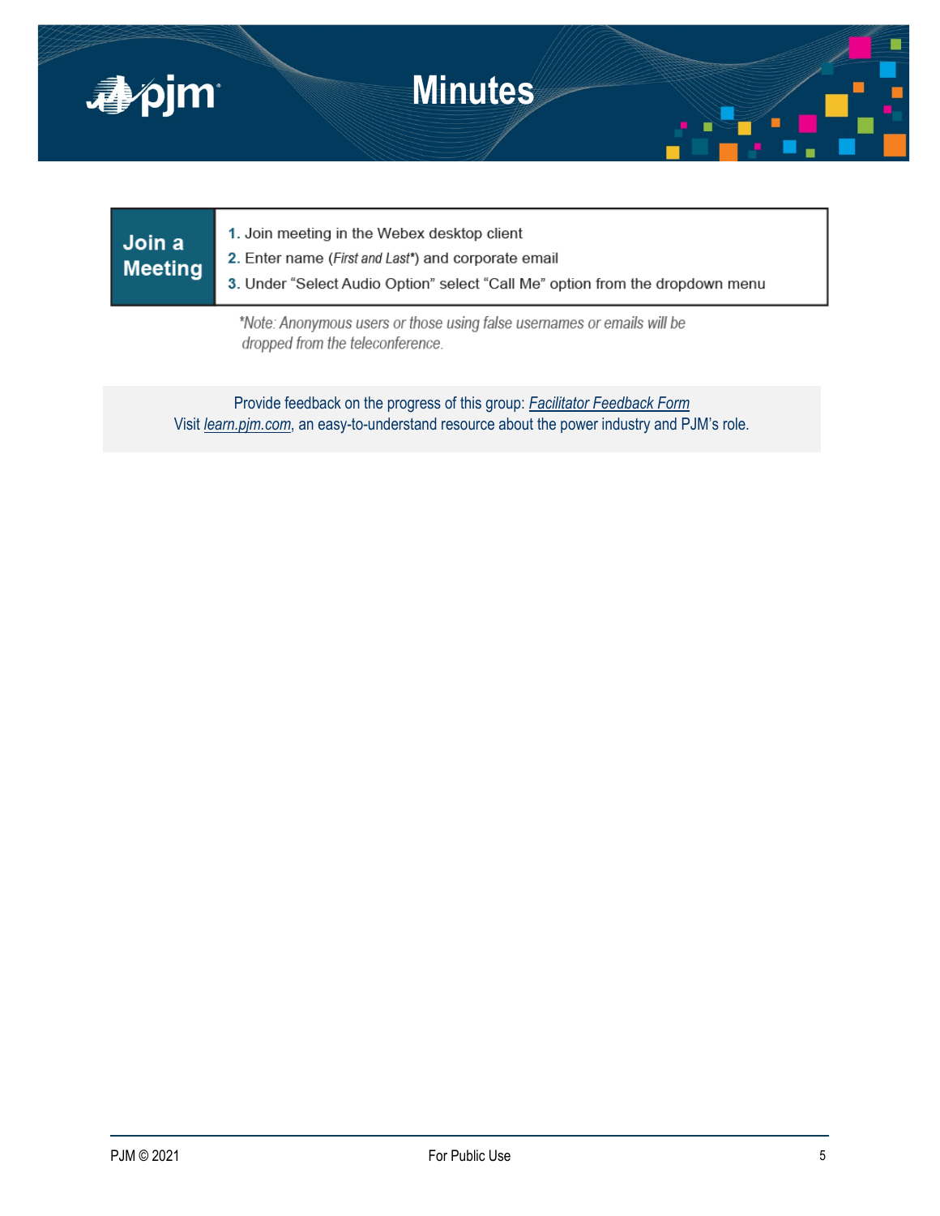| Join a Meeting | |
|---|---|
| | 1. Join meeting in the Webex desktop client<br>2. Enter name (*First and Last*\*) and corporate email<br>3. Under "Select Audio Option" select "Call Me" option from the dropdown menu |

*\*Note: Anonymous users or those using false usernames or emails will be dropped from the teleconference.*

Provide feedback on the progress of this group: *Facilitator Feedback Form*

Visit *learn.pjm.com*, an easy-to-understand resource about the power industry and PJM's role.